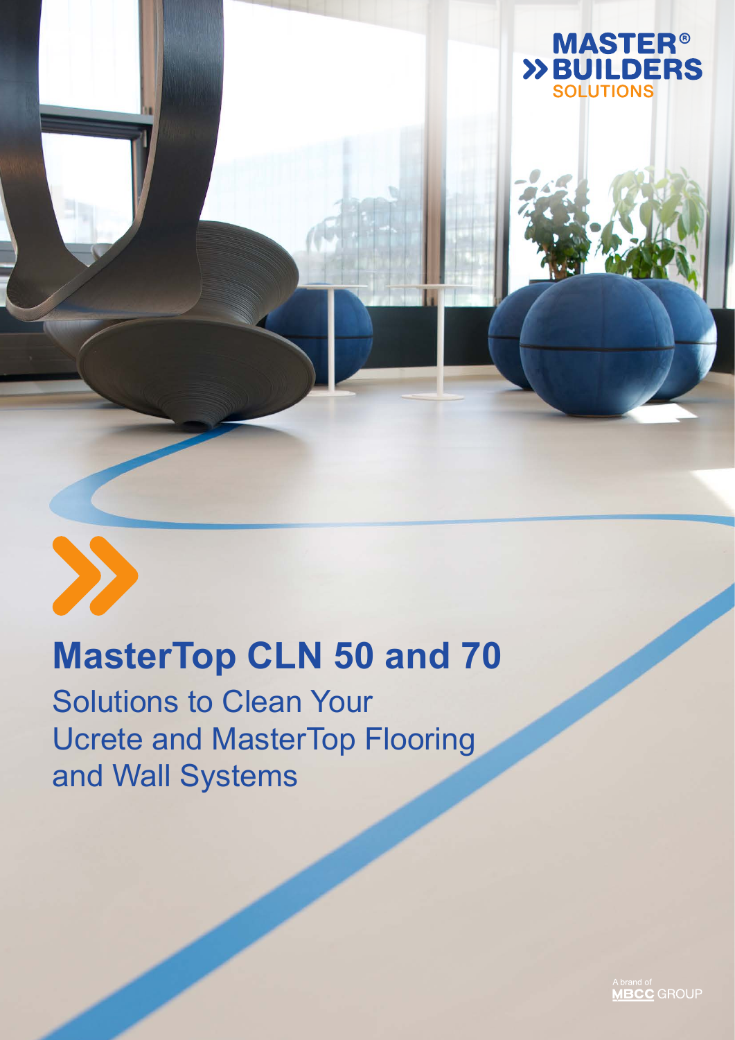MASTER®
BUILDERS
SOLUTIONS

# MasterTop CLN 50 and 70

## Solutions to Clean Your Ucrete and MasterTop Flooring and Wall Systems

A brand of MBCC GROUP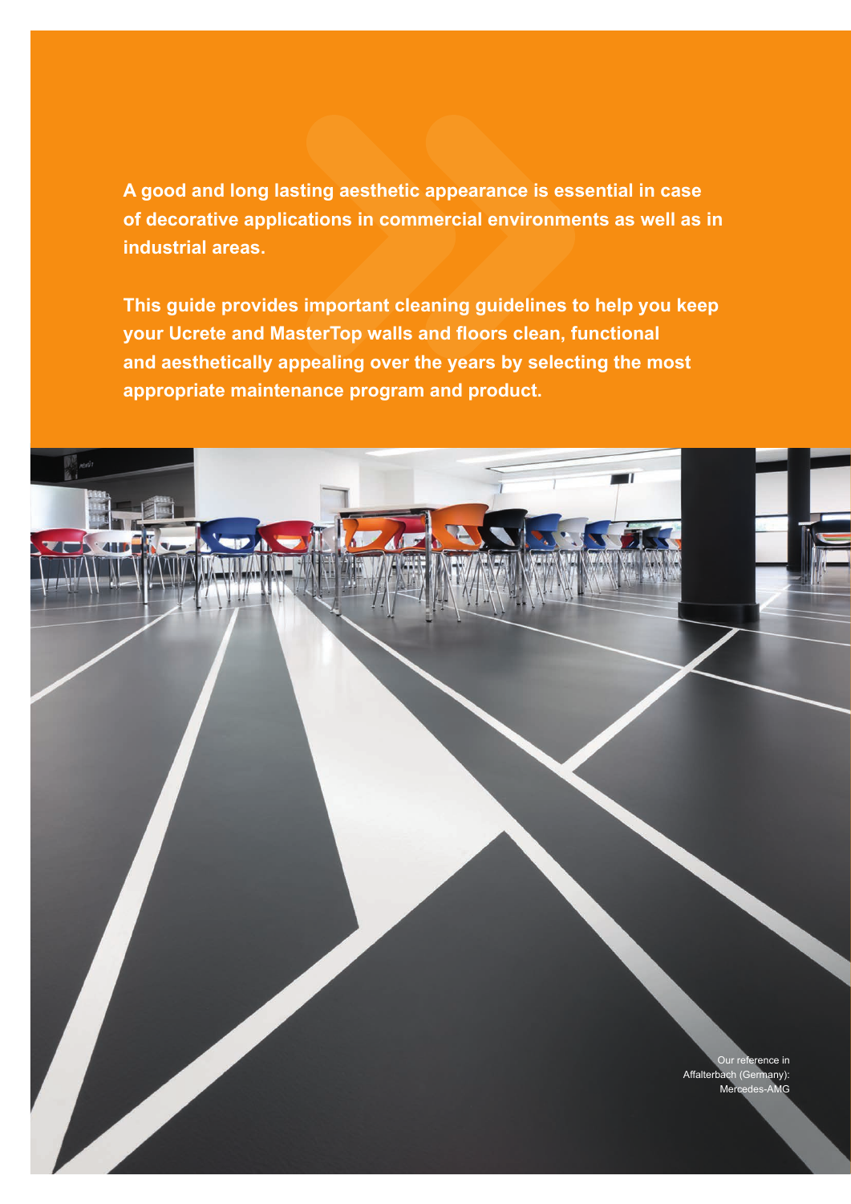**A good and long lasting aesthetic appearance is essential in case of decorative applications in commercial environments as well as in industrial areas.**

**This guide provides important cleaning guidelines to help you keep your Ucrete and MasterTop walls and floors clean, functional and aesthetically appealing over the years by selecting the most appropriate maintenance program and product.**

Our reference in Affalterbach (Germany): Mercedes-AMG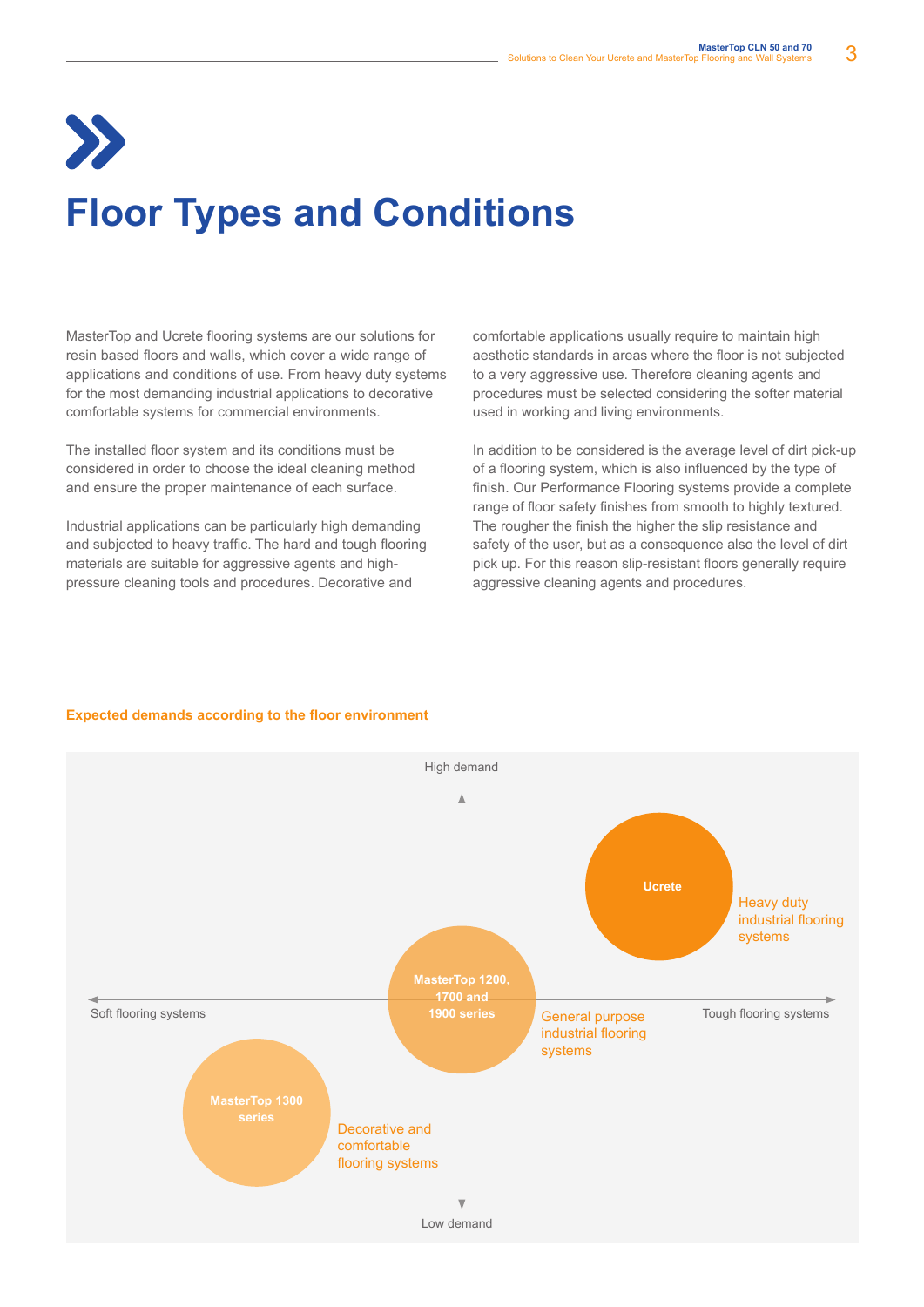// Floor Types and Conditions

# Floor Types and Conditions

MasterTop and Ucrete flooring systems are our solutions for resin based floors and walls, which cover a wide range of applications and conditions of use. From heavy duty systems for the most demanding industrial applications to decorative comfortable systems for commercial environments.

The installed floor system and its conditions must be considered in order to choose the ideal cleaning method and ensure the proper maintenance of each surface.

Industrial applications can be particularly high demanding and subjected to heavy traffic. The hard and tough flooring materials are suitable for aggressive agents and high-pressure cleaning tools and procedures. Decorative and comfortable applications usually require to maintain high aesthetic standards in areas where the floor is not subjected to a very aggressive use. Therefore cleaning agents and procedures must be selected considering the softer material used in working and living environments.

In addition to be considered is the average level of dirt pick-up of a flooring system, which is also influenced by the type of finish. Our Performance Flooring systems provide a complete range of floor safety finishes from smooth to highly textured. The rougher the finish the higher the slip resistance and safety of the user, but as a consequence also the level of dirt pick up. For this reason slip-resistant floors generally require aggressive cleaning agents and procedures.

**Expected demands according to the floor environment**

High demand

Ucrete — Heavy duty industrial flooring systems

Soft flooring systems

MasterTop 1200, 1700 and 1900 series — General purpose industrial flooring systems

Tough flooring systems

MasterTop 1300 series — Decorative and comfortable flooring systems

Low demand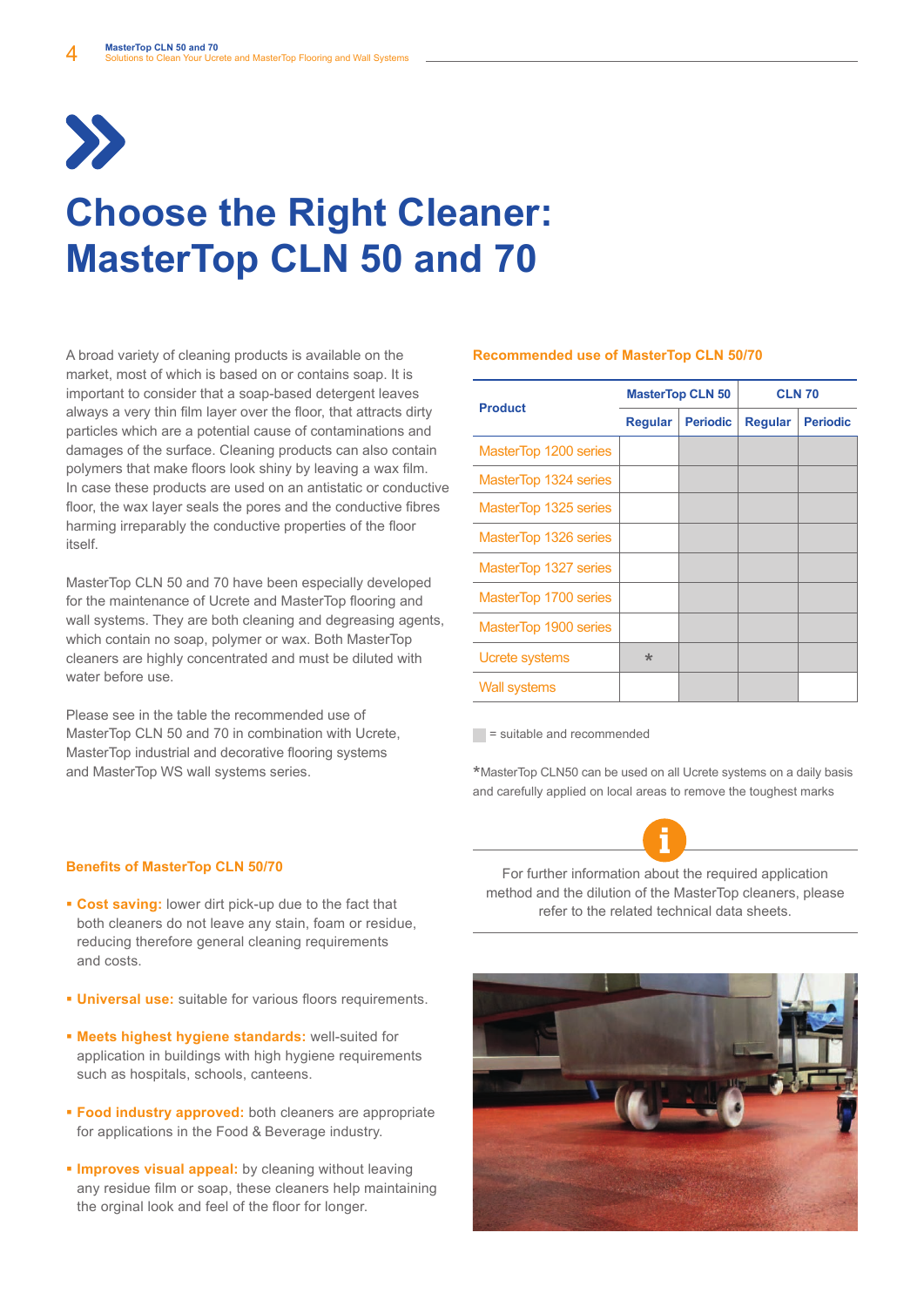# Choose the Right Cleaner: MasterTop CLN 50 and 70

A broad variety of cleaning products is available on the market, most of which is based on or contains soap. It is important to consider that a soap-based detergent leaves always a very thin film layer over the floor, that attracts dirty particles which are a potential cause of contaminations and damages of the surface. Cleaning products can also contain polymers that make floors look shiny by leaving a wax film. In case these products are used on an antistatic or conductive floor, the wax layer seals the pores and the conductive fibres harming irreparably the conductive properties of the floor itself.

MasterTop CLN 50 and 70 have been especially developed for the maintenance of Ucrete and MasterTop flooring and wall systems. They are both cleaning and degreasing agents, which contain no soap, polymer or wax. Both MasterTop cleaners are highly concentrated and must be diluted with water before use.

Please see in the table the recommended use of MasterTop CLN 50 and 70 in combination with Ucrete, MasterTop industrial and decorative flooring systems and MasterTop WS wall systems series.

### Recommended use of MasterTop CLN 50/70

| Product | MasterTop CLN 50 | | CLN 70 | |
|---|---|---|---|---|
| | Regular | Periodic | Regular | Periodic |
| MasterTop 1200 series | | ■ | ■ | ■ |
| MasterTop 1324 series | | ■ | ■ | ■ |
| MasterTop 1325 series | | ■ | ■ | ■ |
| MasterTop 1326 series | | ■ | ■ | ■ |
| MasterTop 1327 series | | ■ | ■ | ■ |
| MasterTop 1700 series | | ■ | ■ | ■ |
| MasterTop 1900 series | | ■ | ■ | ■ |
| Ucrete systems | * | ■ | ■ | ■ |
| Wall systems | | ■ | ■ | |

■ = suitable and recommended

*MasterTop CLN50 can be used on all Ucrete systems on a daily basis and carefully applied on local areas to remove the toughest marks

For further information about the required application method and the dilution of the MasterTop cleaners, please refer to the related technical data sheets.

### Benefits of MasterTop CLN 50/70

- **Cost saving:** lower dirt pick-up due to the fact that both cleaners do not leave any stain, foam or residue, reducing therefore general cleaning requirements and costs.
- **Universal use:** suitable for various floors requirements.
- **Meets highest hygiene standards:** well-suited for application in buildings with high hygiene requirements such as hospitals, schools, canteens.
- **Food industry approved:** both cleaners are appropriate for applications in the Food & Beverage industry.
- **Improves visual appeal:** by cleaning without leaving any residue film or soap, these cleaners help maintaining the orginal look and feel of the floor for longer.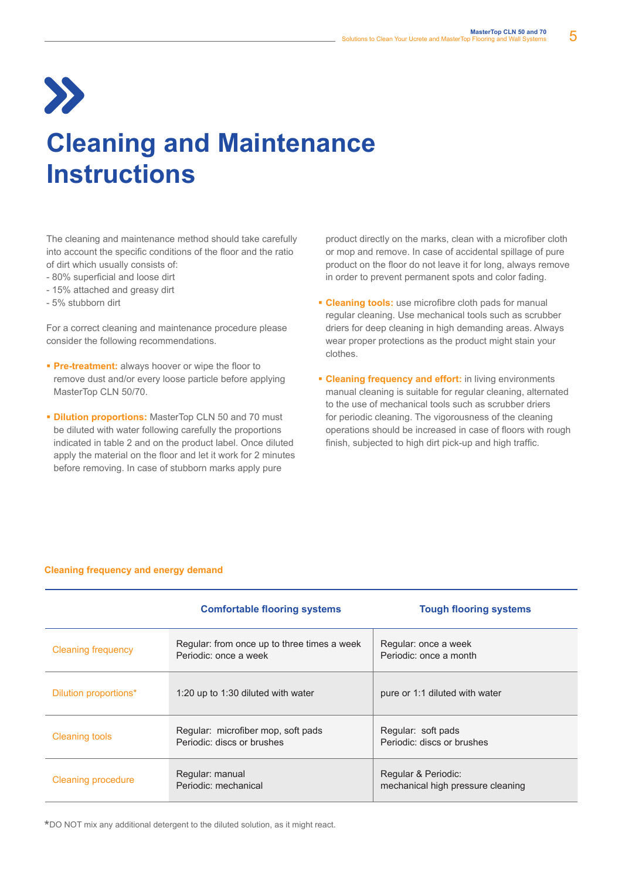# Cleaning and Maintenance Instructions

The cleaning and maintenance method should take carefully into account the specific conditions of the floor and the ratio of dirt which usually consists of:
- 80% superficial and loose dirt
- 15% attached and greasy dirt
- 5% stubborn dirt

For a correct cleaning and maintenance procedure please consider the following recommendations.

- **Pre-treatment:** always hoover or wipe the floor to remove dust and/or every loose particle before applying MasterTop CLN 50/70.
- **Dilution proportions:** MasterTop CLN 50 and 70 must be diluted with water following carefully the proportions indicated in table 2 and on the product label. Once diluted apply the material on the floor and let it work for 2 minutes before removing. In case of stubborn marks apply pure product directly on the marks, clean with a microfiber cloth or mop and remove. In case of accidental spillage of pure product on the floor do not leave it for long, always remove in order to prevent permanent spots and color fading.
- **Cleaning tools:** use microfibre cloth pads for manual regular cleaning. Use mechanical tools such as scrubber driers for deep cleaning in high demanding areas. Always wear proper protections as the product might stain your clothes.
- **Cleaning frequency and effort:** in living environments manual cleaning is suitable for regular cleaning, alternated to the use of mechanical tools such as scrubber driers for periodic cleaning. The vigorousness of the cleaning operations should be increased in case of floors with rough finish, subjected to high dirt pick-up and high traffic.

**Cleaning frequency and energy demand**

| | Comfortable flooring systems | Tough flooring systems |
|---|---|---|
| Cleaning frequency | Regular: from once up to three times a week<br>Periodic: once a week | Regular: once a week<br>Periodic: once a month |
| Dilution proportions* | 1:20 up to 1:30 diluted with water | pure or 1:1 diluted with water |
| Cleaning tools | Regular: microfiber mop, soft pads<br>Periodic: discs or brushes | Regular: soft pads<br>Periodic: discs or brushes |
| Cleaning procedure | Regular: manual<br>Periodic: mechanical | Regular & Periodic:<br>mechanical high pressure cleaning |

*DO NOT mix any additional detergent to the diluted solution, as it might react.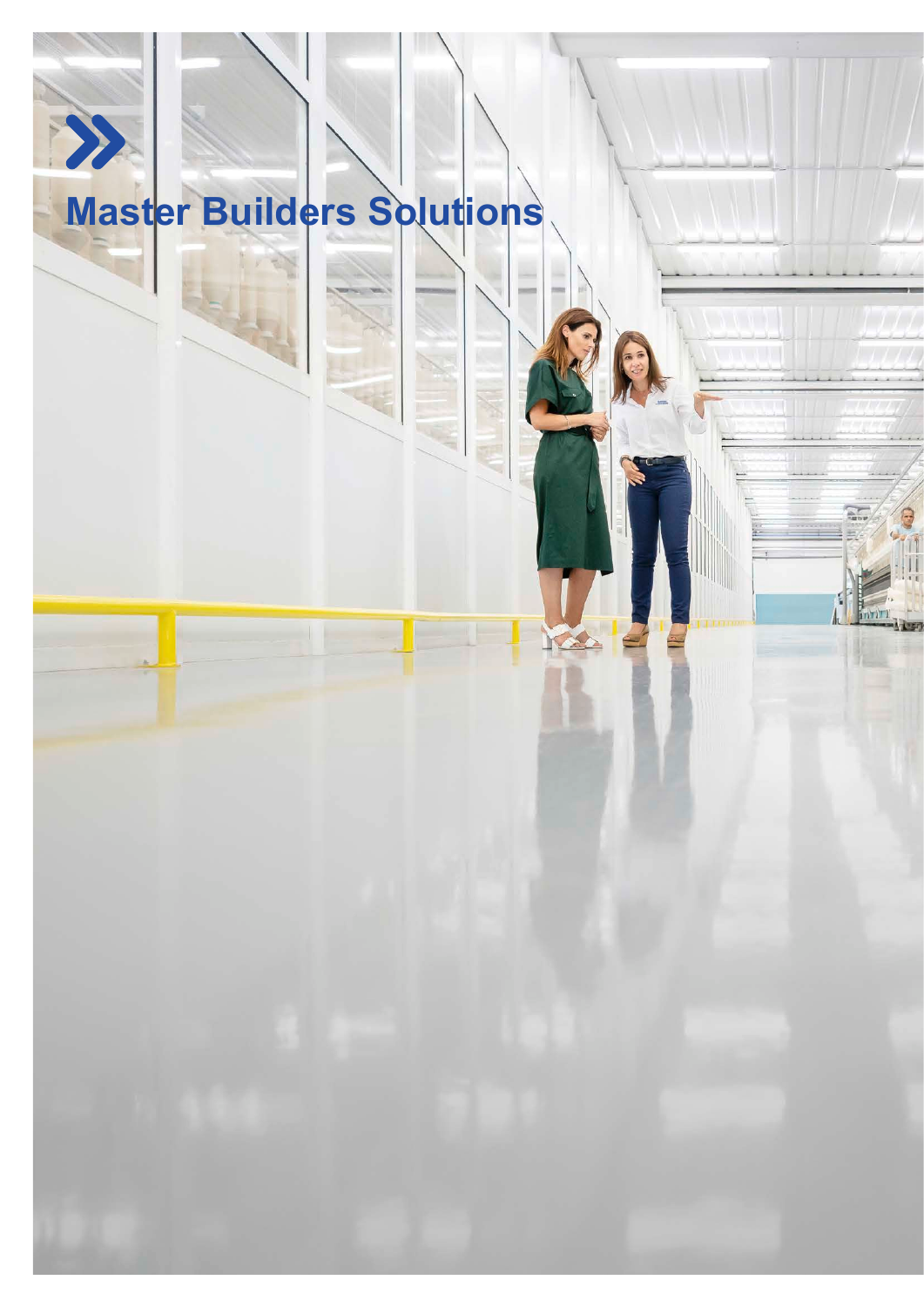Master Builders Solutions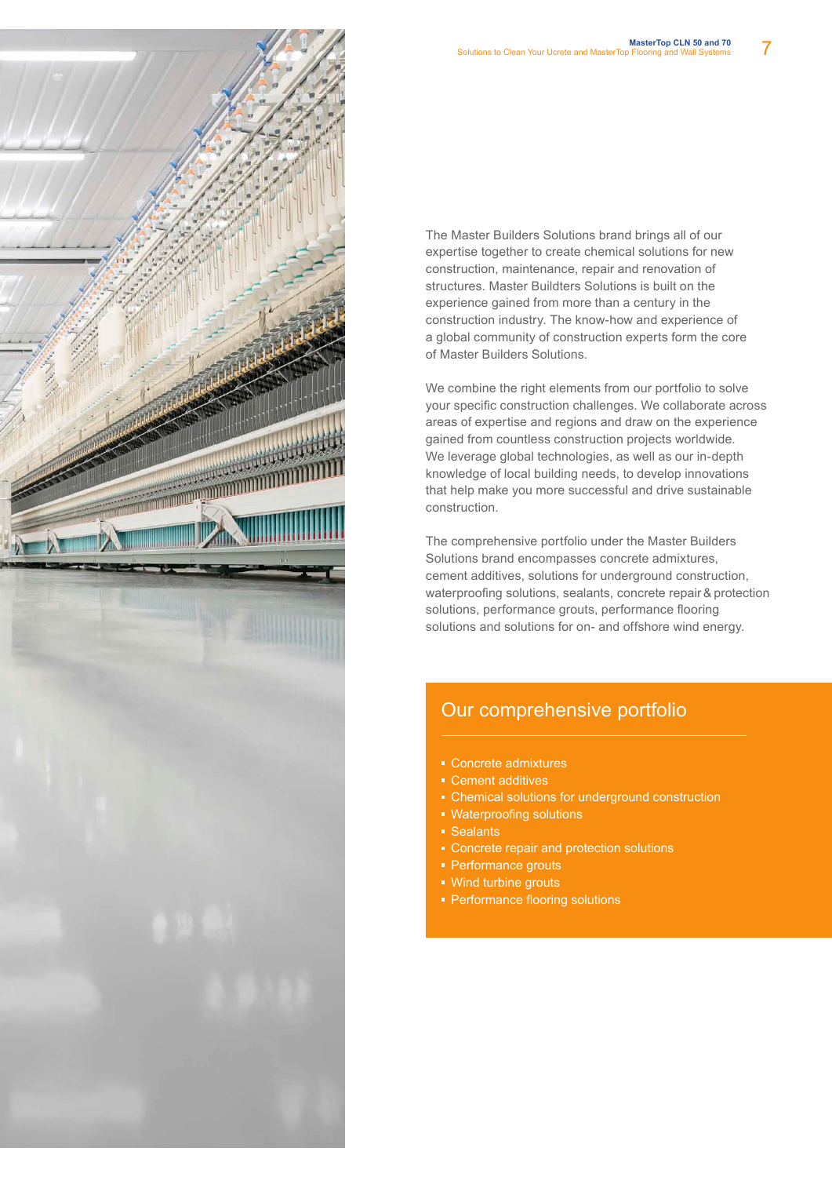The Master Builders Solutions brand brings all of our expertise together to create chemical solutions for new construction, maintenance, repair and renovation of structures. Master Buildters Solutions is built on the experience gained from more than a century in the construction industry. The know-how and experience of a global community of construction experts form the core of Master Builders Solutions.

We combine the right elements from our portfolio to solve your specific construction challenges. We collaborate across areas of expertise and regions and draw on the experience gained from countless construction projects worldwide. We leverage global technologies, as well as our in-depth knowledge of local building needs, to develop innovations that help make you more successful and drive sustainable construction.

The comprehensive portfolio under the Master Builders Solutions brand encompasses concrete admixtures, cement additives, solutions for underground construction, waterproofing solutions, sealants, concrete repair & protection solutions, performance grouts, performance flooring solutions and solutions for on- and offshore wind energy.

## Our comprehensive portfolio

- Concrete admixtures
- Cement additives
- Chemical solutions for underground construction
- Waterproofing solutions
- Sealants
- Concrete repair and protection solutions
- Performance grouts
- Wind turbine grouts
- Performance flooring solutions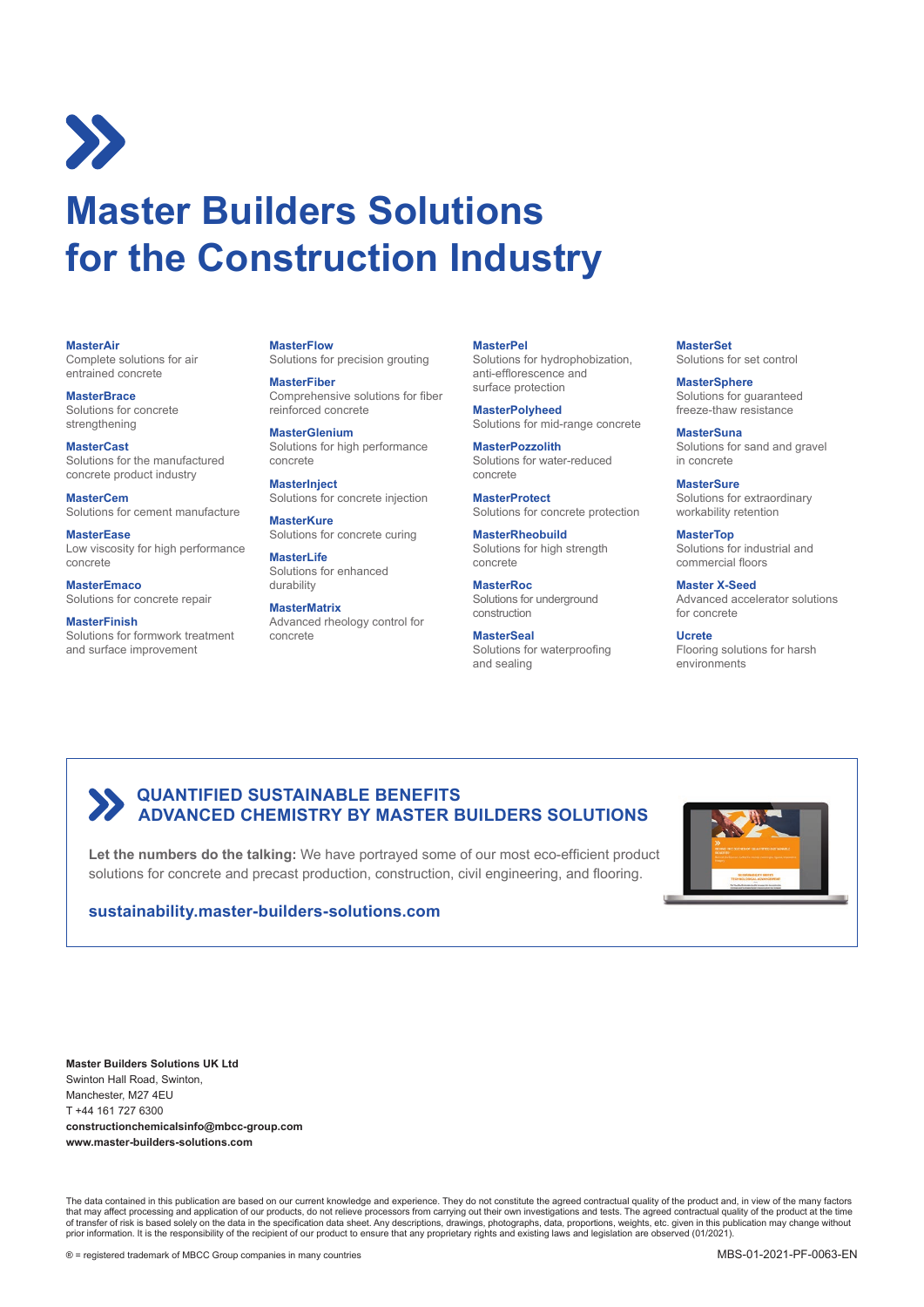# Master Builders Solutions for the Construction Industry

**MasterAir**
Complete solutions for air entrained concrete

**MasterBrace**
Solutions for concrete strengthening

**MasterCast**
Solutions for the manufactured concrete product industry

**MasterCem**
Solutions for cement manufacture

**MasterEase**
Low viscosity for high performance concrete

**MasterEmaco**
Solutions for concrete repair

**MasterFinish**
Solutions for formwork treatment and surface improvement

**MasterFlow**
Solutions for precision grouting

**MasterFiber**
Comprehensive solutions for fiber reinforced concrete

**MasterGlenium**
Solutions for high performance concrete

**MasterInject**
Solutions for concrete injection

**MasterKure**
Solutions for concrete curing

**MasterLife**
Solutions for enhanced durability

**MasterMatrix**
Advanced rheology control for concrete

**MasterPel**
Solutions for hydrophobization, anti-efflorescence and surface protection

**MasterPolyheed**
Solutions for mid-range concrete

**MasterPozzolith**
Solutions for water-reduced concrete

**MasterProtect**
Solutions for concrete protection

**MasterRheobuild**
Solutions for high strength concrete

**MasterRoc**
Solutions for underground construction

**MasterSeal**
Solutions for waterproofing and sealing

**MasterSet**
Solutions for set control

**MasterSphere**
Solutions for guaranteed freeze-thaw resistance

**MasterSuna**
Solutions for sand and gravel in concrete

**MasterSure**
Solutions for extraordinary workability retention

**MasterTop**
Solutions for industrial and commercial floors

**Master X-Seed**
Advanced accelerator solutions for concrete

**Ucrete**
Flooring solutions for harsh environments

## QUANTIFIED SUSTAINABLE BENEFITS
## ADVANCED CHEMISTRY BY MASTER BUILDERS SOLUTIONS

**Let the numbers do the talking:** We have portrayed some of our most eco-efficient product solutions for concrete and precast production, construction, civil engineering, and flooring.

**sustainability.master-builders-solutions.com**

**Master Builders Solutions UK Ltd**
Swinton Hall Road, Swinton,
Manchester, M27 4EU
T +44 161 727 6300
**constructionchemicalsinfo@mbcc-group.com**
**www.master-builders-solutions.com**

The data contained in this publication are based on our current knowledge and experience. They do not constitute the agreed contractual quality of the product and, in view of the many factors that may affect processing and application of our products, do not relieve processors from carrying out their own investigations and tests. The agreed contractual quality of the product at the time of transfer of risk is based solely on the data in the specification data sheet. Any descriptions, drawings, photographs, data, proportions, weights, etc. given in this publication may change without prior information. It is the responsibility of the recipient of our product to ensure that any proprietary rights and existing laws and legislation are observed (01/2021).

® = registered trademark of MBCC Group companies in many countries

MBS-01-2021-PF-0063-EN